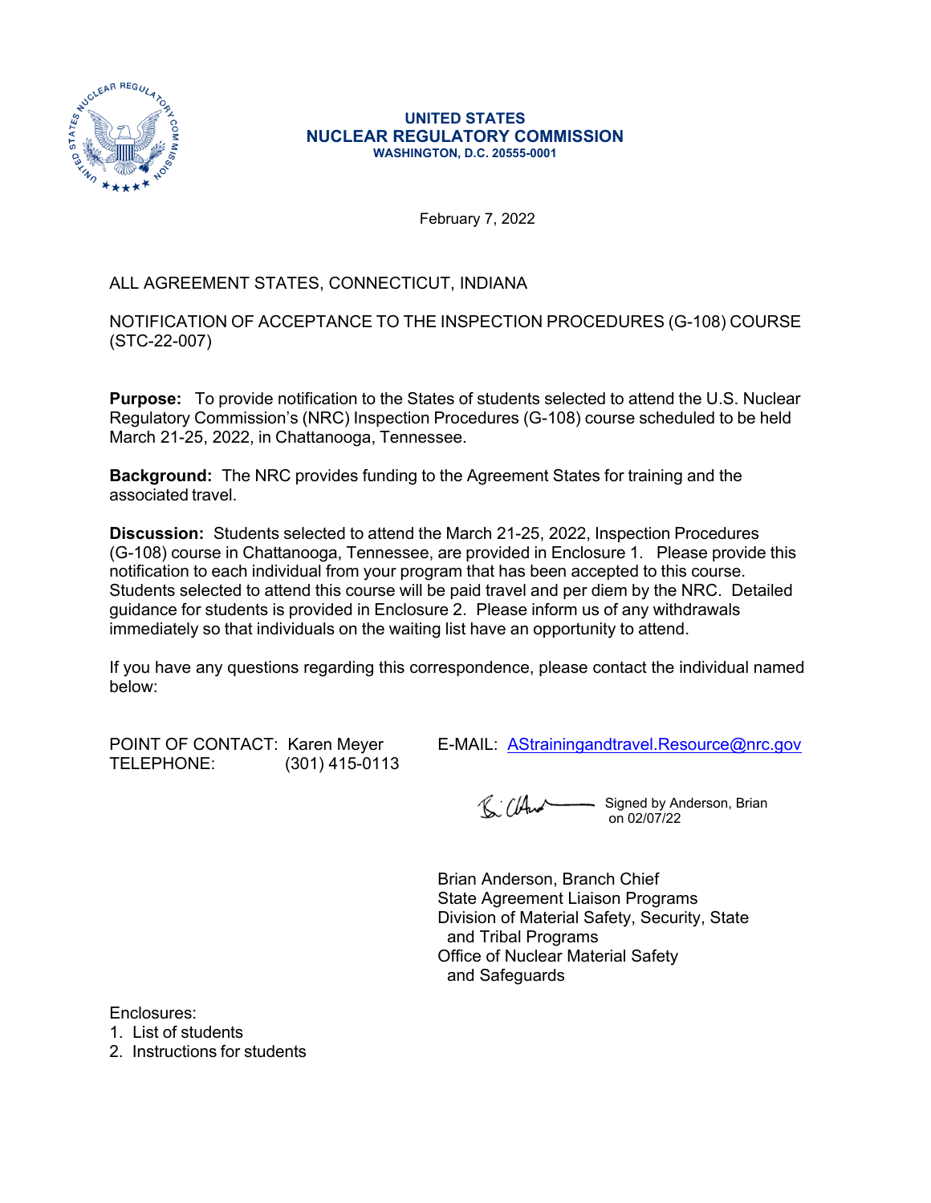**UNITED STATES**
**NUCLEAR REGULATORY COMMISSION**
**WASHINGTON, D.C. 20555-0001**

February 7, 2022

ALL AGREEMENT STATES, CONNECTICUT, INDIANA

NOTIFICATION OF ACCEPTANCE TO THE INSPECTION PROCEDURES (G-108) COURSE (STC-22-007)

**Purpose:** To provide notification to the States of students selected to attend the U.S. Nuclear Regulatory Commission's (NRC) Inspection Procedures (G-108) course scheduled to be held March 21-25, 2022, in Chattanooga, Tennessee.

**Background:** The NRC provides funding to the Agreement States for training and the associated travel.

**Discussion:** Students selected to attend the March 21-25, 2022, Inspection Procedures (G-108) course in Chattanooga, Tennessee, are provided in Enclosure 1. Please provide this notification to each individual from your program that has been accepted to this course. Students selected to attend this course will be paid travel and per diem by the NRC. Detailed guidance for students is provided in Enclosure 2. Please inform us of any withdrawals immediately so that individuals on the waiting list have an opportunity to attend.

If you have any questions regarding this correspondence, please contact the individual named below:

POINT OF CONTACT: Karen Meyer
TELEPHONE: (301) 415-0113
E-MAIL: AStrainingandtravel.Resource@nrc.gov

Signed by Anderson, Brian on 02/07/22

Brian Anderson, Branch Chief
State Agreement Liaison Programs
Division of Material Safety, Security, State and Tribal Programs
Office of Nuclear Material Safety and Safeguards

Enclosures:
1. List of students
2. Instructions for students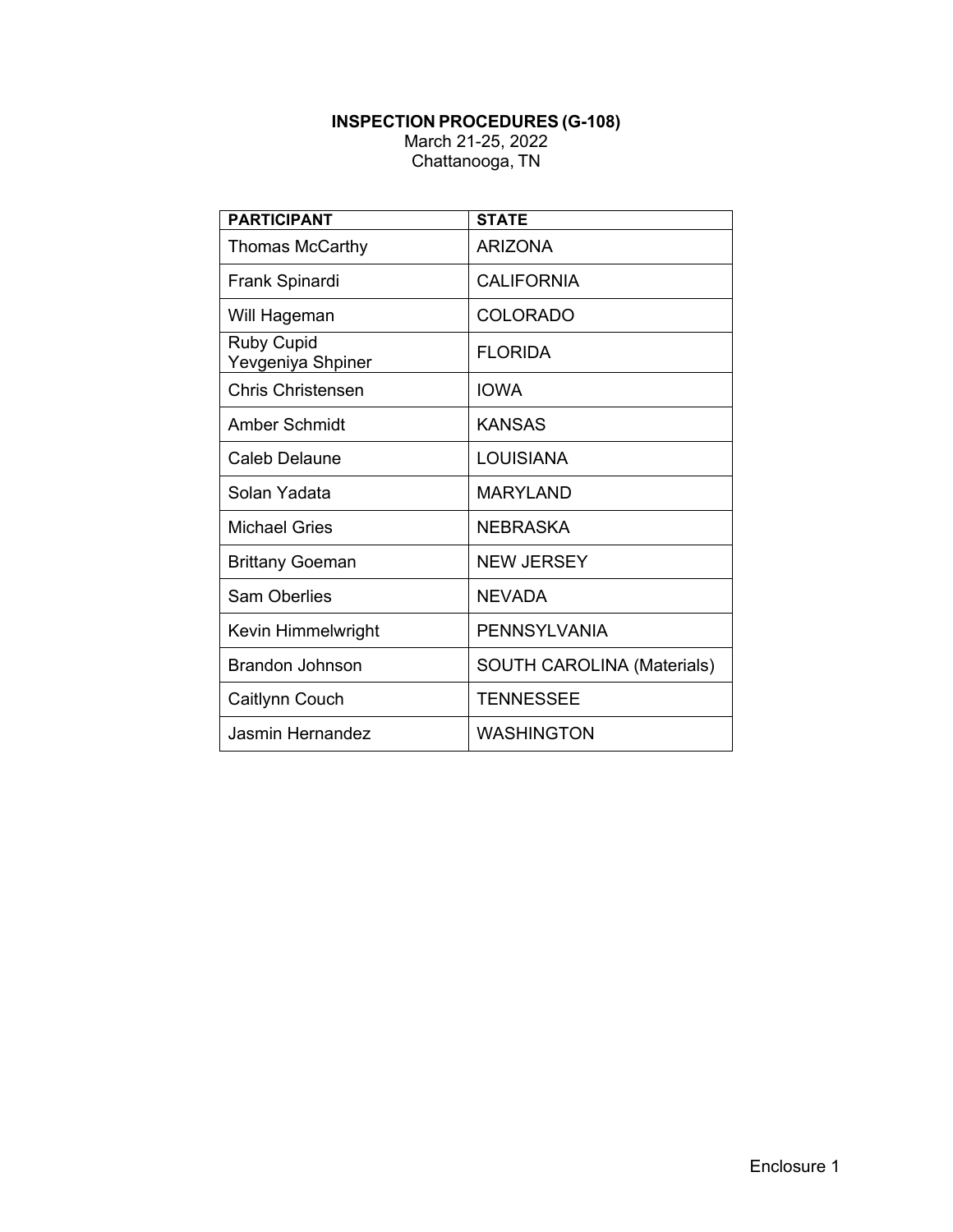**INSPECTION PROCEDURES (G-108)**
March 21-25, 2022
Chattanooga, TN

| PARTICIPANT | STATE |
|---|---|
| Thomas McCarthy | ARIZONA |
| Frank Spinardi | CALIFORNIA |
| Will Hageman | COLORADO |
| Ruby Cupid<br>Yevgeniya Shpiner | FLORIDA |
| Chris Christensen | IOWA |
| Amber Schmidt | KANSAS |
| Caleb Delaune | LOUISIANA |
| Solan Yadata | MARYLAND |
| Michael Gries | NEBRASKA |
| Brittany Goeman | NEW JERSEY |
| Sam Oberlies | NEVADA |
| Kevin Himmelwright | PENNSYLVANIA |
| Brandon Johnson | SOUTH CAROLINA (Materials) |
| Caitlynn Couch | TENNESSEE |
| Jasmin Hernandez | WASHINGTON |

Enclosure 1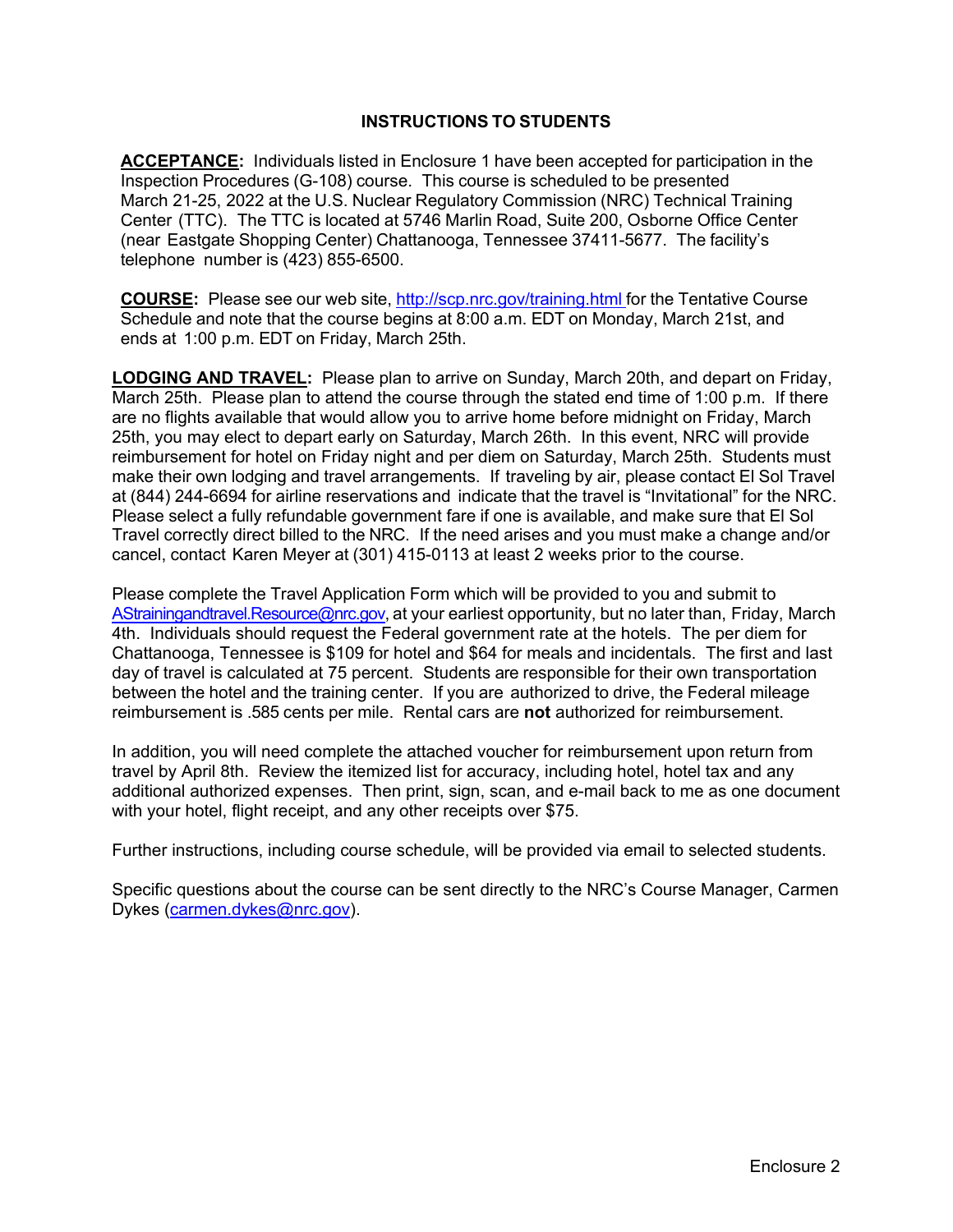# INSTRUCTIONS TO STUDENTS

**ACCEPTANCE:** Individuals listed in Enclosure 1 have been accepted for participation in the Inspection Procedures (G-108) course. This course is scheduled to be presented March 21-25, 2022 at the U.S. Nuclear Regulatory Commission (NRC) Technical Training Center (TTC). The TTC is located at 5746 Marlin Road, Suite 200, Osborne Office Center (near Eastgate Shopping Center) Chattanooga, Tennessee 37411-5677. The facility's telephone number is (423) 855-6500.

**COURSE:** Please see our web site, http://scp.nrc.gov/training.html for the Tentative Course Schedule and note that the course begins at 8:00 a.m. EDT on Monday, March 21st, and ends at 1:00 p.m. EDT on Friday, March 25th.

**LODGING AND TRAVEL:** Please plan to arrive on Sunday, March 20th, and depart on Friday, March 25th. Please plan to attend the course through the stated end time of 1:00 p.m. If there are no flights available that would allow you to arrive home before midnight on Friday, March 25th, you may elect to depart early on Saturday, March 26th. In this event, NRC will provide reimbursement for hotel on Friday night and per diem on Saturday, March 25th. Students must make their own lodging and travel arrangements. If traveling by air, please contact El Sol Travel at (844) 244-6694 for airline reservations and indicate that the travel is "Invitational" for the NRC. Please select a fully refundable government fare if one is available, and make sure that El Sol Travel correctly direct billed to the NRC. If the need arises and you must make a change and/or cancel, contact Karen Meyer at (301) 415-0113 at least 2 weeks prior to the course.

Please complete the Travel Application Form which will be provided to you and submit to AStrainingandtravel.Resource@nrc.gov, at your earliest opportunity, but no later than, Friday, March 4th. Individuals should request the Federal government rate at the hotels. The per diem for Chattanooga, Tennessee is $109 for hotel and $64 for meals and incidentals. The first and last day of travel is calculated at 75 percent. Students are responsible for their own transportation between the hotel and the training center. If you are authorized to drive, the Federal mileage reimbursement is .585 cents per mile. Rental cars are **not** authorized for reimbursement.

In addition, you will need complete the attached voucher for reimbursement upon return from travel by April 8th. Review the itemized list for accuracy, including hotel, hotel tax and any additional authorized expenses. Then print, sign, scan, and e-mail back to me as one document with your hotel, flight receipt, and any other receipts over $75.

Further instructions, including course schedule, will be provided via email to selected students.

Specific questions about the course can be sent directly to the NRC's Course Manager, Carmen Dykes (carmen.dykes@nrc.gov).

Enclosure 2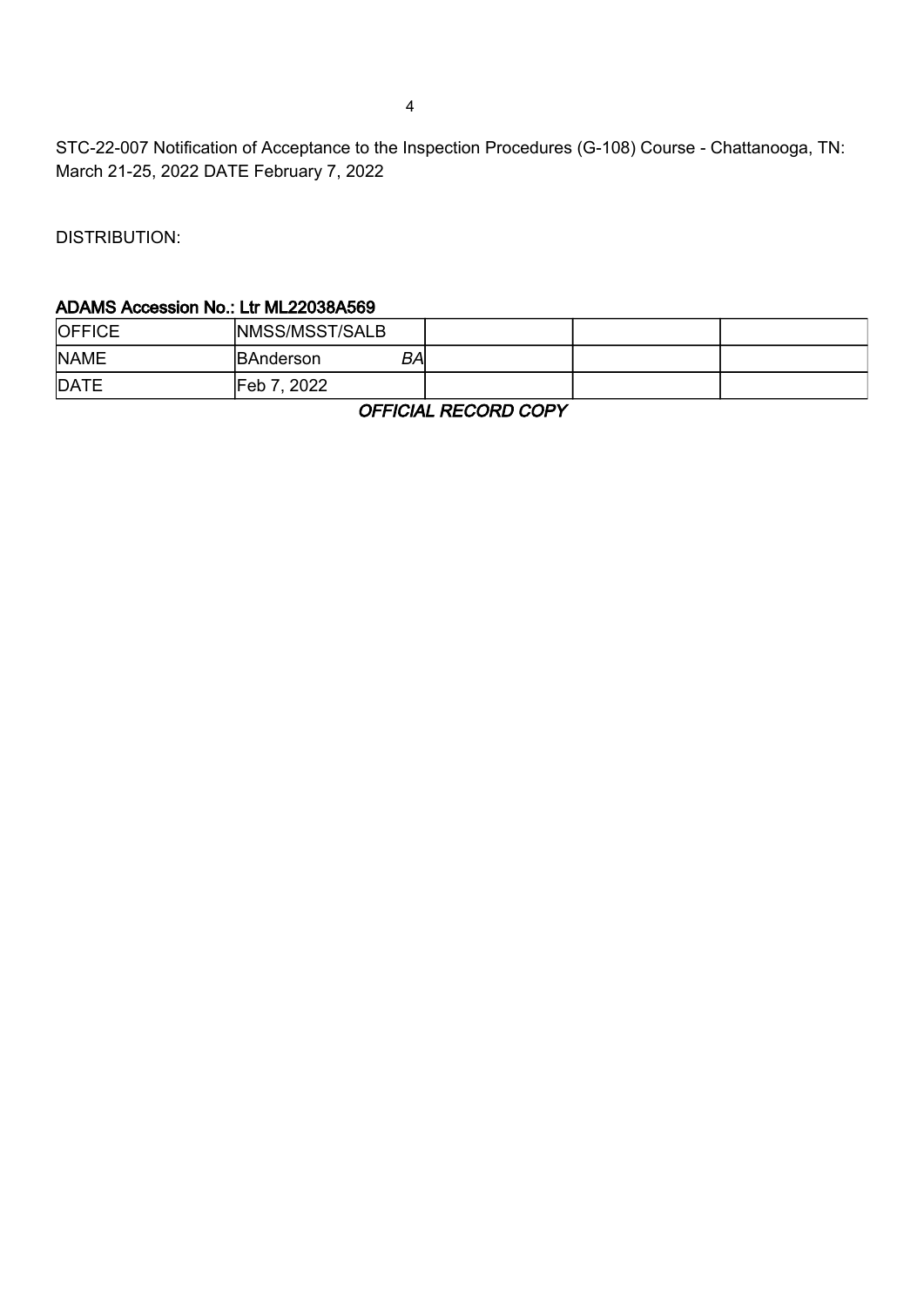STC-22-007 Notification of Acceptance to the Inspection Procedures (G-108) Course - Chattanooga, TN: March 21-25, 2022 DATE February 7, 2022

DISTRIBUTION:

**ADAMS Accession No.: Ltr ML22038A569**

| | | | | |
|---|---|---|---|---|
| OFFICE | NMSS/MSST/SALB | | | |
| NAME | BAnderson *BA* | | | |
| DATE | Feb 7, 2022 | | | |

***OFFICIAL RECORD COPY***